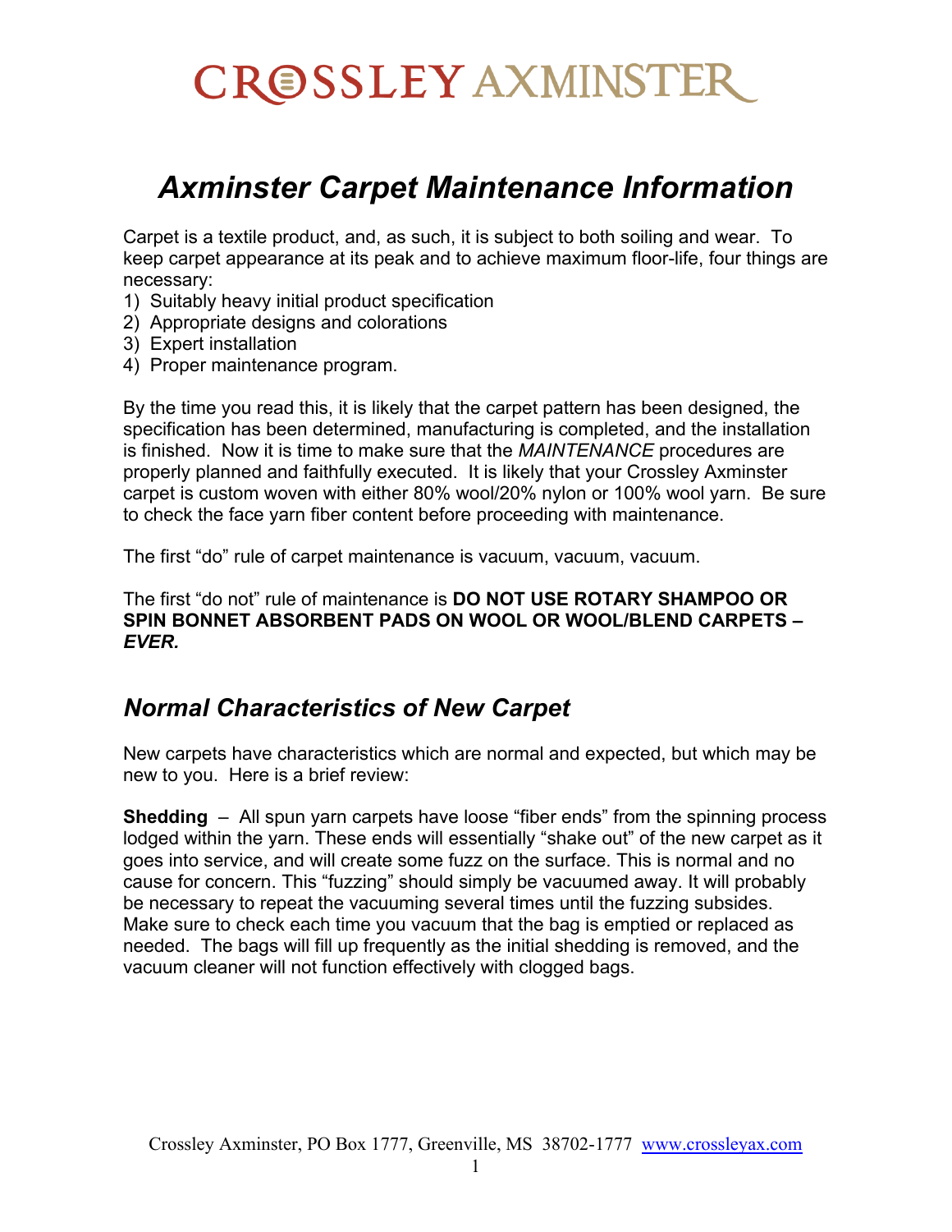# CROSSLEY AXMINSTER

# *Axminster Carpet Maintenance Information*

Carpet is a textile product, and, as such, it is subject to both soiling and wear. To keep carpet appearance at its peak and to achieve maximum floor-life, four things are necessary:

1) Suitably heavy initial product specification
2) Appropriate designs and colorations
3) Expert installation
4) Proper maintenance program.

By the time you read this, it is likely that the carpet pattern has been designed, the specification has been determined, manufacturing is completed, and the installation is finished. Now it is time to make sure that the *MAINTENANCE* procedures are properly planned and faithfully executed. It is likely that your Crossley Axminster carpet is custom woven with either 80% wool/20% nylon or 100% wool yarn. Be sure to check the face yarn fiber content before proceeding with maintenance.

The first "do" rule of carpet maintenance is vacuum, vacuum, vacuum.

The first "do not" rule of maintenance is **DO NOT USE ROTARY SHAMPOO OR SPIN BONNET ABSORBENT PADS ON WOOL OR WOOL/BLEND CARPETS – *EVER.***

## *Normal Characteristics of New Carpet*

New carpets have characteristics which are normal and expected, but which may be new to you. Here is a brief review:

**Shedding** – All spun yarn carpets have loose "fiber ends" from the spinning process lodged within the yarn. These ends will essentially "shake out" of the new carpet as it goes into service, and will create some fuzz on the surface. This is normal and no cause for concern. This "fuzzing" should simply be vacuumed away. It will probably be necessary to repeat the vacuuming several times until the fuzzing subsides. Make sure to check each time you vacuum that the bag is emptied or replaced as needed. The bags will fill up frequently as the initial shedding is removed, and the vacuum cleaner will not function effectively with clogged bags.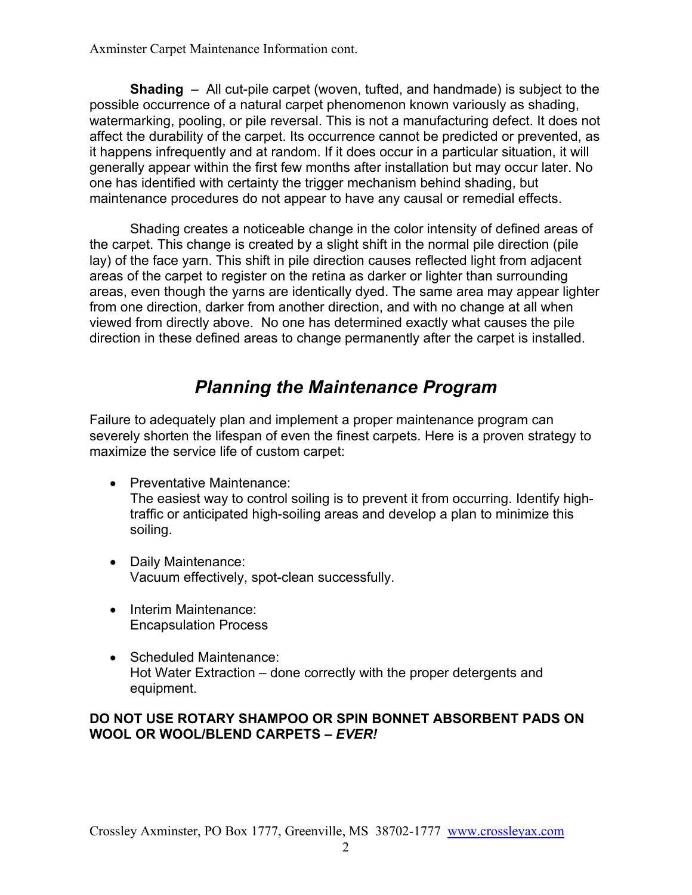**Shading** – All cut-pile carpet (woven, tufted, and handmade) is subject to the possible occurrence of a natural carpet phenomenon known variously as shading, watermarking, pooling, or pile reversal. This is not a manufacturing defect. It does not affect the durability of the carpet. Its occurrence cannot be predicted or prevented, as it happens infrequently and at random. If it does occur in a particular situation, it will generally appear within the first few months after installation but may occur later. No one has identified with certainty the trigger mechanism behind shading, but maintenance procedures do not appear to have any causal or remedial effects.

Shading creates a noticeable change in the color intensity of defined areas of the carpet. This change is created by a slight shift in the normal pile direction (pile lay) of the face yarn. This shift in pile direction causes reflected light from adjacent areas of the carpet to register on the retina as darker or lighter than surrounding areas, even though the yarns are identically dyed. The same area may appear lighter from one direction, darker from another direction, and with no change at all when viewed from directly above. No one has determined exactly what causes the pile direction in these defined areas to change permanently after the carpet is installed.

## *Planning the Maintenance Program*

Failure to adequately plan and implement a proper maintenance program can severely shorten the lifespan of even the finest carpets. Here is a proven strategy to maximize the service life of custom carpet:

- Preventative Maintenance:
  The easiest way to control soiling is to prevent it from occurring. Identify high-traffic or anticipated high-soiling areas and develop a plan to minimize this soiling.

- Daily Maintenance:
  Vacuum effectively, spot-clean successfully.

- Interim Maintenance:
  Encapsulation Process

- Scheduled Maintenance:
  Hot Water Extraction – done correctly with the proper detergents and equipment.

**DO NOT USE ROTARY SHAMPOO OR SPIN BONNET ABSORBENT PADS ON WOOL OR WOOL/BLEND CARPETS – *EVER!***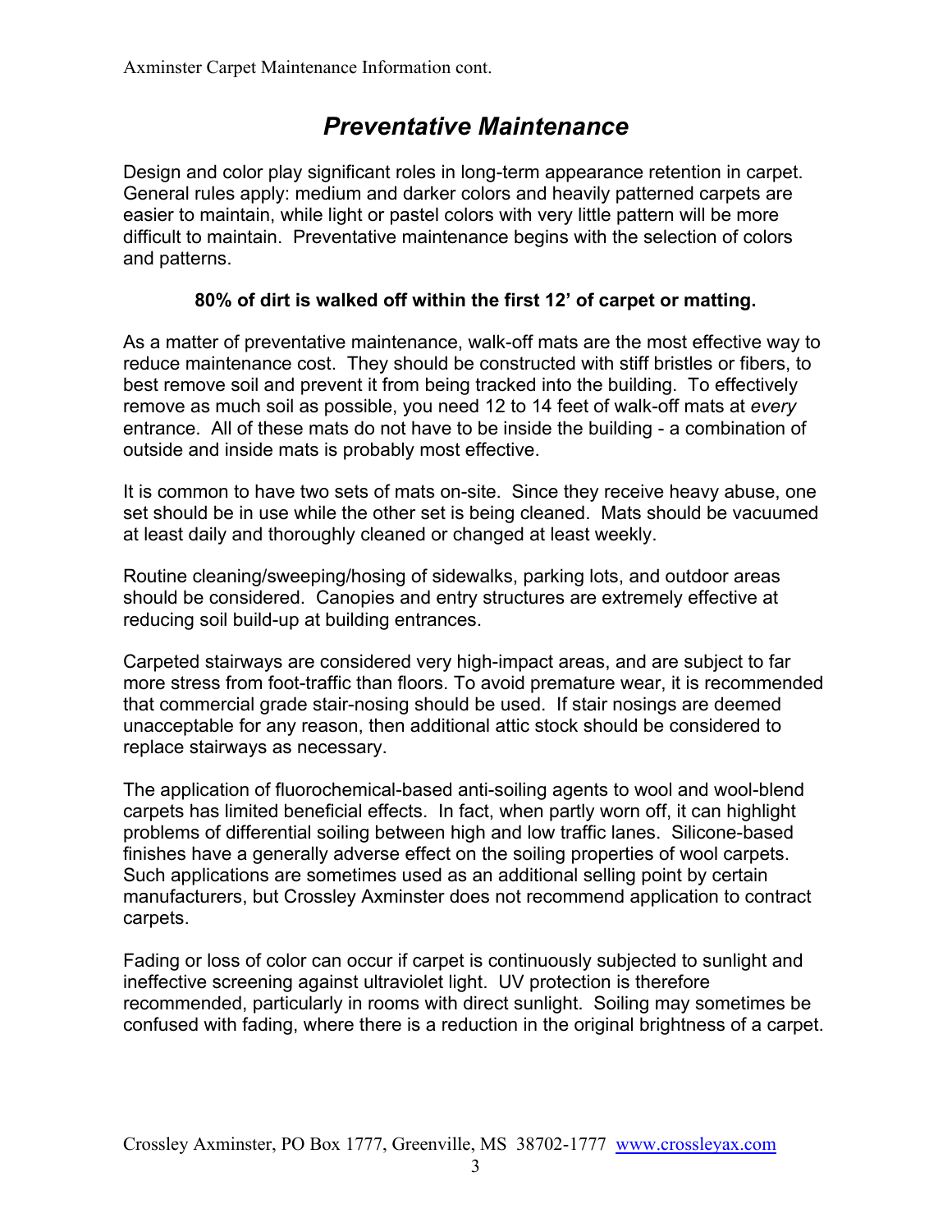# *Preventative Maintenance*

Design and color play significant roles in long-term appearance retention in carpet. General rules apply: medium and darker colors and heavily patterned carpets are easier to maintain, while light or pastel colors with very little pattern will be more difficult to maintain. Preventative maintenance begins with the selection of colors and patterns.

**80% of dirt is walked off within the first 12' of carpet or matting.**

As a matter of preventative maintenance, walk-off mats are the most effective way to reduce maintenance cost. They should be constructed with stiff bristles or fibers, to best remove soil and prevent it from being tracked into the building. To effectively remove as much soil as possible, you need 12 to 14 feet of walk-off mats at *every* entrance. All of these mats do not have to be inside the building - a combination of outside and inside mats is probably most effective.

It is common to have two sets of mats on-site. Since they receive heavy abuse, one set should be in use while the other set is being cleaned. Mats should be vacuumed at least daily and thoroughly cleaned or changed at least weekly.

Routine cleaning/sweeping/hosing of sidewalks, parking lots, and outdoor areas should be considered. Canopies and entry structures are extremely effective at reducing soil build-up at building entrances.

Carpeted stairways are considered very high-impact areas, and are subject to far more stress from foot-traffic than floors. To avoid premature wear, it is recommended that commercial grade stair-nosing should be used. If stair nosings are deemed unacceptable for any reason, then additional attic stock should be considered to replace stairways as necessary.

The application of fluorochemical-based anti-soiling agents to wool and wool-blend carpets has limited beneficial effects. In fact, when partly worn off, it can highlight problems of differential soiling between high and low traffic lanes. Silicone-based finishes have a generally adverse effect on the soiling properties of wool carpets. Such applications are sometimes used as an additional selling point by certain manufacturers, but Crossley Axminster does not recommend application to contract carpets.

Fading or loss of color can occur if carpet is continuously subjected to sunlight and ineffective screening against ultraviolet light. UV protection is therefore recommended, particularly in rooms with direct sunlight. Soiling may sometimes be confused with fading, where there is a reduction in the original brightness of a carpet.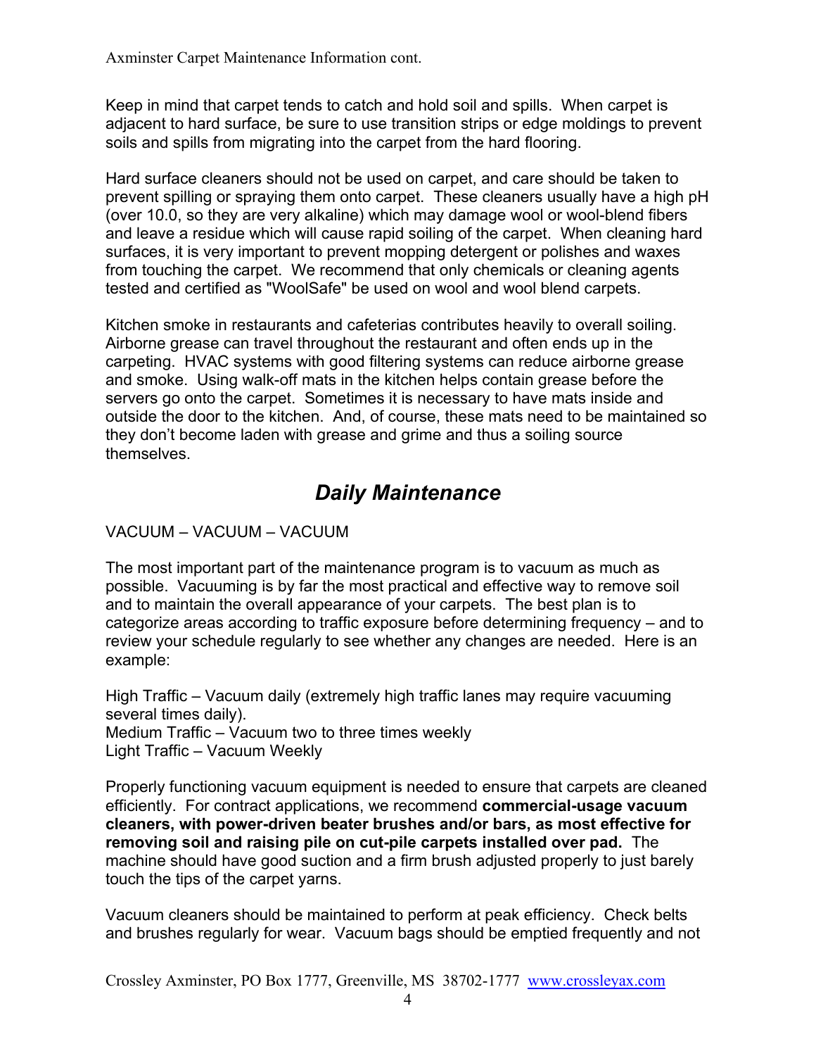Keep in mind that carpet tends to catch and hold soil and spills. When carpet is adjacent to hard surface, be sure to use transition strips or edge moldings to prevent soils and spills from migrating into the carpet from the hard flooring.

Hard surface cleaners should not be used on carpet, and care should be taken to prevent spilling or spraying them onto carpet. These cleaners usually have a high pH (over 10.0, so they are very alkaline) which may damage wool or wool-blend fibers and leave a residue which will cause rapid soiling of the carpet. When cleaning hard surfaces, it is very important to prevent mopping detergent or polishes and waxes from touching the carpet. We recommend that only chemicals or cleaning agents tested and certified as "WoolSafe" be used on wool and wool blend carpets.

Kitchen smoke in restaurants and cafeterias contributes heavily to overall soiling. Airborne grease can travel throughout the restaurant and often ends up in the carpeting. HVAC systems with good filtering systems can reduce airborne grease and smoke. Using walk-off mats in the kitchen helps contain grease before the servers go onto the carpet. Sometimes it is necessary to have mats inside and outside the door to the kitchen. And, of course, these mats need to be maintained so they don't become laden with grease and grime and thus a soiling source themselves.

## *Daily Maintenance*

VACUUM – VACUUM – VACUUM

The most important part of the maintenance program is to vacuum as much as possible. Vacuuming is by far the most practical and effective way to remove soil and to maintain the overall appearance of your carpets. The best plan is to categorize areas according to traffic exposure before determining frequency – and to review your schedule regularly to see whether any changes are needed. Here is an example:

High Traffic – Vacuum daily (extremely high traffic lanes may require vacuuming several times daily).
Medium Traffic – Vacuum two to three times weekly
Light Traffic – Vacuum Weekly

Properly functioning vacuum equipment is needed to ensure that carpets are cleaned efficiently. For contract applications, we recommend **commercial-usage vacuum cleaners, with power-driven beater brushes and/or bars, as most effective for removing soil and raising pile on cut-pile carpets installed over pad.** The machine should have good suction and a firm brush adjusted properly to just barely touch the tips of the carpet yarns.

Vacuum cleaners should be maintained to perform at peak efficiency. Check belts and brushes regularly for wear. Vacuum bags should be emptied frequently and not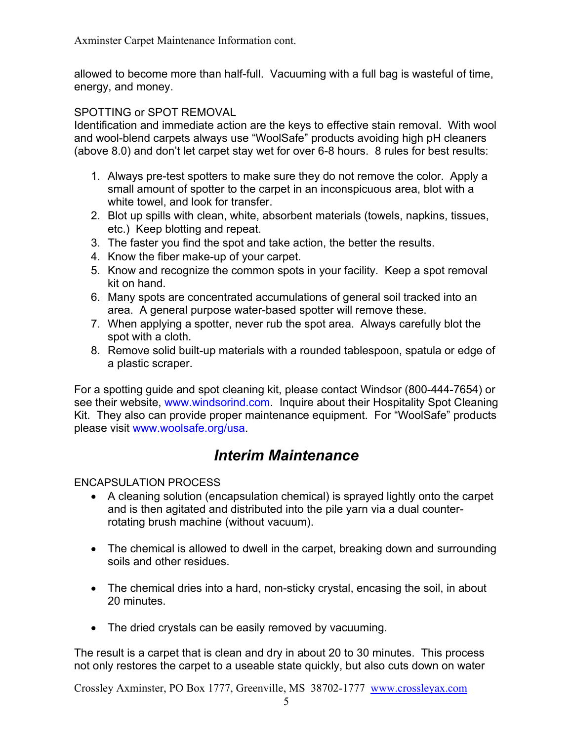allowed to become more than half-full. Vacuuming with a full bag is wasteful of time, energy, and money.

SPOTTING or SPOT REMOVAL

Identification and immediate action are the keys to effective stain removal. With wool and wool-blend carpets always use "WoolSafe" products avoiding high pH cleaners (above 8.0) and don't let carpet stay wet for over 6-8 hours. 8 rules for best results:

1. Always pre-test spotters to make sure they do not remove the color. Apply a small amount of spotter to the carpet in an inconspicuous area, blot with a white towel, and look for transfer.
2. Blot up spills with clean, white, absorbent materials (towels, napkins, tissues, etc.) Keep blotting and repeat.
3. The faster you find the spot and take action, the better the results.
4. Know the fiber make-up of your carpet.
5. Know and recognize the common spots in your facility. Keep a spot removal kit on hand.
6. Many spots are concentrated accumulations of general soil tracked into an area. A general purpose water-based spotter will remove these.
7. When applying a spotter, never rub the spot area. Always carefully blot the spot with a cloth.
8. Remove solid built-up materials with a rounded tablespoon, spatula or edge of a plastic scraper.

For a spotting guide and spot cleaning kit, please contact Windsor (800-444-7654) or see their website, www.windsorind.com. Inquire about their Hospitality Spot Cleaning Kit. They also can provide proper maintenance equipment. For "WoolSafe" products please visit www.woolsafe.org/usa.

## *Interim Maintenance*

ENCAPSULATION PROCESS

- A cleaning solution (encapsulation chemical) is sprayed lightly onto the carpet and is then agitated and distributed into the pile yarn via a dual counter-rotating brush machine (without vacuum).
- The chemical is allowed to dwell in the carpet, breaking down and surrounding soils and other residues.
- The chemical dries into a hard, non-sticky crystal, encasing the soil, in about 20 minutes.
- The dried crystals can be easily removed by vacuuming.

The result is a carpet that is clean and dry in about 20 to 30 minutes. This process not only restores the carpet to a useable state quickly, but also cuts down on water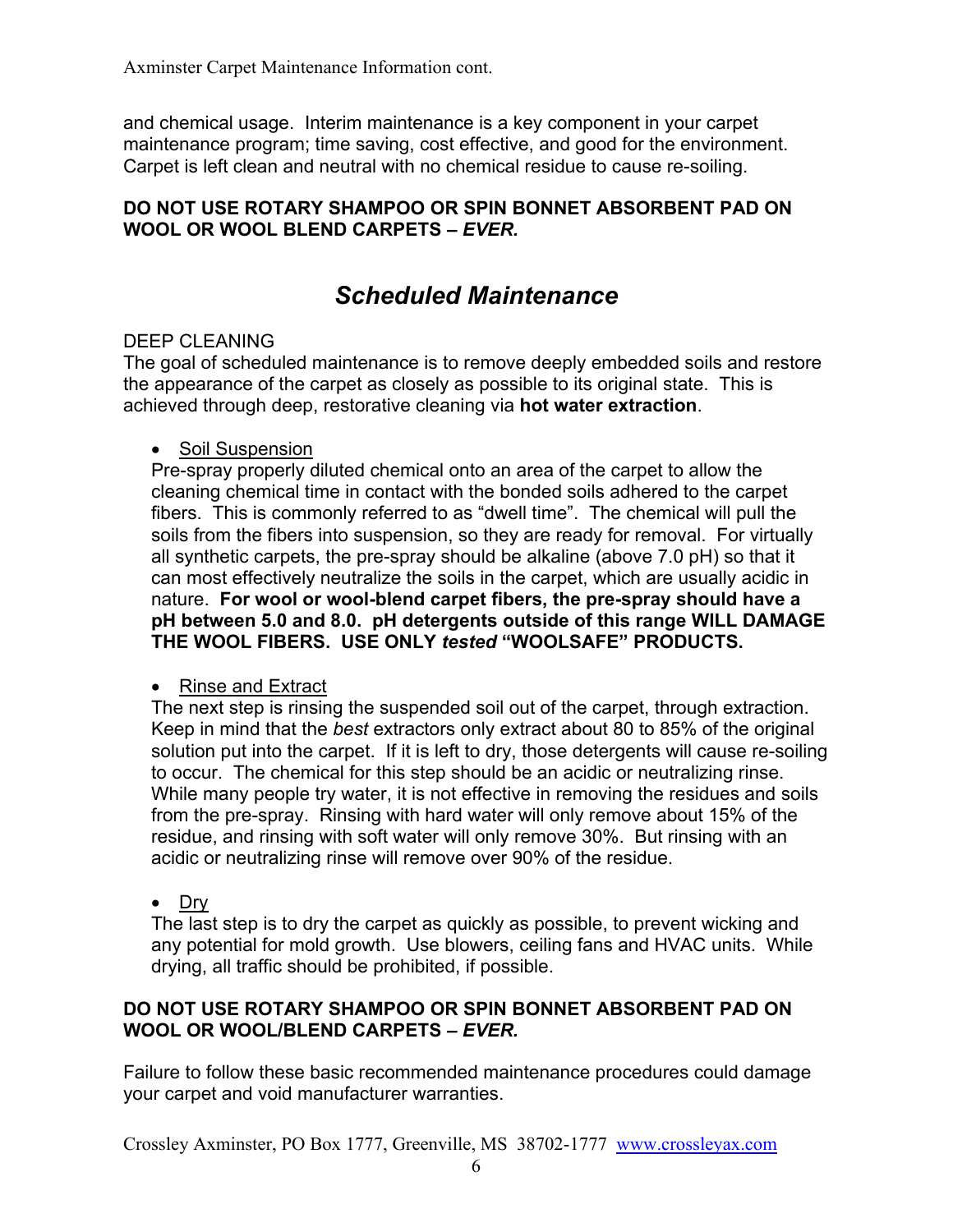and chemical usage. Interim maintenance is a key component in your carpet maintenance program; time saving, cost effective, and good for the environment. Carpet is left clean and neutral with no chemical residue to cause re-soiling.

**DO NOT USE ROTARY SHAMPOO OR SPIN BONNET ABSORBENT PAD ON WOOL OR WOOL BLEND CARPETS – *EVER.***

## *Scheduled Maintenance*

DEEP CLEANING
The goal of scheduled maintenance is to remove deeply embedded soils and restore the appearance of the carpet as closely as possible to its original state. This is achieved through deep, restorative cleaning via **hot water extraction**.

- Soil Suspension
  Pre-spray properly diluted chemical onto an area of the carpet to allow the cleaning chemical time in contact with the bonded soils adhered to the carpet fibers. This is commonly referred to as "dwell time". The chemical will pull the soils from the fibers into suspension, so they are ready for removal. For virtually all synthetic carpets, the pre-spray should be alkaline (above 7.0 pH) so that it can most effectively neutralize the soils in the carpet, which are usually acidic in nature. **For wool or wool-blend carpet fibers, the pre-spray should have a pH between 5.0 and 8.0. pH detergents outside of this range WILL DAMAGE THE WOOL FIBERS. USE ONLY *tested* "WOOLSAFE" PRODUCTS.**

- Rinse and Extract
  The next step is rinsing the suspended soil out of the carpet, through extraction. Keep in mind that the *best* extractors only extract about 80 to 85% of the original solution put into the carpet. If it is left to dry, those detergents will cause re-soiling to occur. The chemical for this step should be an acidic or neutralizing rinse. While many people try water, it is not effective in removing the residues and soils from the pre-spray. Rinsing with hard water will only remove about 15% of the residue, and rinsing with soft water will only remove 30%. But rinsing with an acidic or neutralizing rinse will remove over 90% of the residue.

- Dry
  The last step is to dry the carpet as quickly as possible, to prevent wicking and any potential for mold growth. Use blowers, ceiling fans and HVAC units. While drying, all traffic should be prohibited, if possible.

**DO NOT USE ROTARY SHAMPOO OR SPIN BONNET ABSORBENT PAD ON WOOL OR WOOL/BLEND CARPETS – *EVER.***

Failure to follow these basic recommended maintenance procedures could damage your carpet and void manufacturer warranties.

Crossley Axminster, PO Box 1777, Greenville, MS 38702-1777 www.crossleyax.com